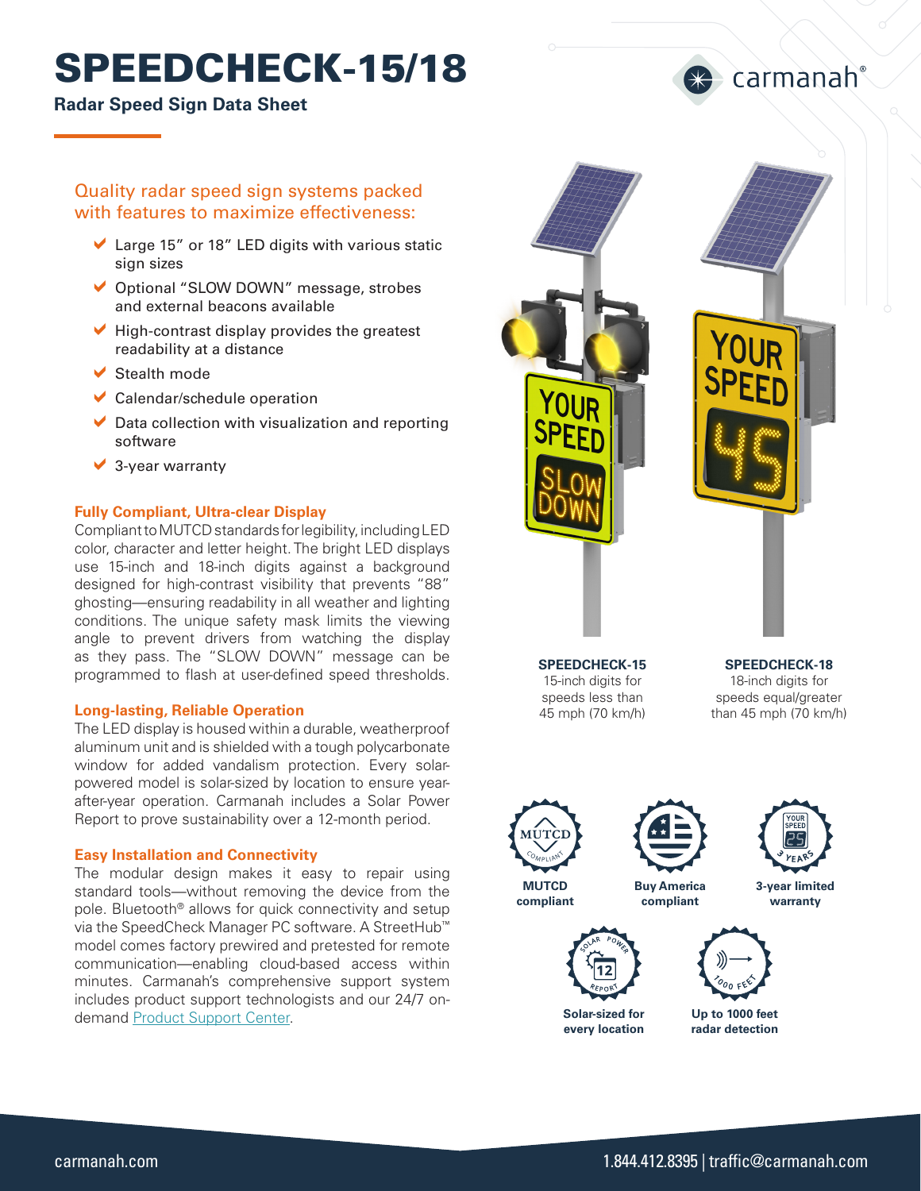# SPEEDCHECK-15/18

**Radar Speed Sign Data Sheet**

## Quality radar speed sign systems packed with features to maximize effectiveness:

- Large 15" or 18" LED digits with various static sign sizes
- Optional "SLOW DOWN" message, strobes and external beacons available
- High-contrast display provides the greatest readability at a distance
- Stealth mode
- Calendar/schedule operation
- Data collection with visualization and reporting software
- 3-year warranty

### Fully Compliant, Ultra-clear Display

Compliant to MUTCD standards for legibility, including LED color, character and letter height. The bright LED displays use 15-inch and 18-inch digits against a background designed for high-contrast visibility that prevents "88" ghosting—ensuring readability in all weather and lighting conditions. The unique safety mask limits the viewing angle to prevent drivers from watching the display as they pass. The "SLOW DOWN" message can be programmed to flash at user-defined speed thresholds.

### Long-lasting, Reliable Operation

The LED display is housed within a durable, weatherproof aluminum unit and is shielded with a tough polycarbonate window for added vandalism protection. Every solar-powered model is solar-sized by location to ensure year-after-year operation. Carmanah includes a Solar Power Report to prove sustainability over a 12-month period.

### Easy Installation and Connectivity

The modular design makes it easy to repair using standard tools—without removing the device from the pole. Bluetooth® allows for quick connectivity and setup via the SpeedCheck Manager PC software. A StreetHub™ model comes factory prewired and pretested for remote communication—enabling cloud-based access within minutes. Carmanah's comprehensive support system includes product support technologists and our 24/7 on-demand Product Support Center.

**SPEEDCHECK-15**
15-inch digits for speeds less than 45 mph (70 km/h)

**SPEEDCHECK-18**
18-inch digits for speeds equal/greater than 45 mph (70 km/h)

**MUTCD compliant**

**Buy America compliant**

**3-year limited warranty**

**Solar-sized for every location**

**Up to 1000 feet radar detection**

carmanah.com

1.844.412.8395 | traffic@carmanah.com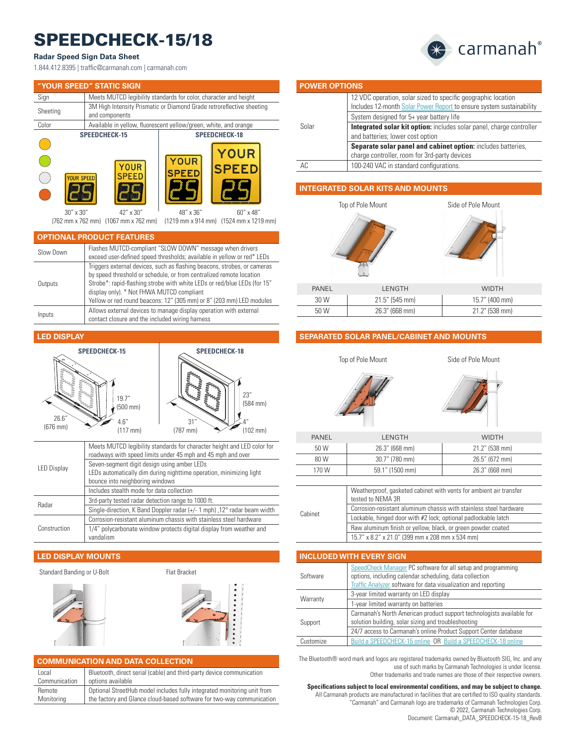# SPEEDCHECK-15/18

**Radar Speed Sign Data Sheet**

1.844.412.8395 | traffic@carmanah.com | carmanah.com

## "YOUR SPEED" STATIC SIGN

| | |
|---|---|
| Sign | Meets MUTCD legibility standards for color, character and height |
| Sheeting | 3M High Intensity Prismatic or Diamond Grade retroreflective sheeting and components |
| Color | Available in yellow, fluorescent yellow/green, white, and orange |

SPEEDCHECK-15

30" x 30" (762 mm x 762 mm)

42" x 30" (1067 mm x 762 mm)

SPEEDCHECK-18

48" x 36" (1219 mm x 914 mm)

60" x 48" (1524 mm x 1219 mm)

## OPTIONAL PRODUCT FEATURES

| | |
|---|---|
| Slow Down | Flashes MUTCD-compliant "SLOW DOWN" message when drivers exceed user-defined speed thresholds; available in yellow or red* LEDs |
| Outputs | Triggers external devices, such as flashing beacons, strobes, or cameras by speed threshold or schedule, or from centralized remote location<br>Strobe*: rapid-flashing strobe with white LEDs or red/blue LEDs (for 15" display only). * Not FHWA MUTCD compliant<br>Yellow or red round beacons: 12" (305 mm) or 8" (203 mm) LED modules |
| Inputs | Allows external devices to manage display operation with external contact closure and the included wiring harness |

## LED DISPLAY

SPEEDCHECK-15: 26.6" (676 mm), 19.7" (500 mm), 4.6" (117 mm)

SPEEDCHECK-18: 31" (787 mm), 23" (584 mm), 4" (102 mm)

| | |
|---|---|
| LED Display | Meets MUTCD legibility standards for character height and LED color for roadways with speed limits under 45 mph and 45 mph and over |
| | Seven-segment digit design using amber LEDs<br>LEDs automatically dim during nighttime operation, minimizing light bounce into neighboring windows |
| | Includes stealth mode for data collection |
| Radar | 3rd-party tested radar detection range to 1000 ft. |
| | Single-direction, K Band Doppler radar (+/- 1 mph) ,12° radar beam width |
| Construction | Corrosion-resistant aluminum chassis with stainless steel hardware |
| | 1/4" polycarbonate window protects digital display from weather and vandalism |

## LED DISPLAY MOUNTS

Standard Banding or U-Bolt

Flat Bracket

## COMMUNICATION AND DATA COLLECTION

| | |
|---|---|
| Local Communication | Bluetooth, direct serial (cable) and third-party device communication options available |
| Remote Monitoring | Optional StreetHub model includes fully integrated monitoring unit from the factory and Glance cloud-based software for two-way communication |

## POWER OPTIONS

| | |
|---|---|
| Solar | 12 VDC operation, solar sized to specific geographic location<br>Includes 12-month Solar Power Report to ensure system sustainability |
| | System designed for 5+ year battery life |
| | **Integrated solar kit option:** includes solar panel, charge controller and batteries; lower cost option |
| | **Separate solar panel and cabinet option:** includes batteries, charge controller, room for 3rd-party devices |
| AC | 100-240 VAC in standard configurations. |

## INTEGRATED SOLAR KITS AND MOUNTS

Top of Pole Mount

Side of Pole Mount

| PANEL | LENGTH | WIDTH |
|---|---|---|
| 30 W | 21.5" (545 mm) | 15.7" (400 mm) |
| 50 W | 26.3" (668 mm) | 21.2" (538 mm) |

## SEPARATED SOLAR PANEL/CABINET AND MOUNTS

Top of Pole Mount

Side of Pole Mount

| PANEL | LENGTH | WIDTH |
|---|---|---|
| 50 W | 26.3" (668 mm) | 21.2" (538 mm) |
| 80 W | 30.7" (780 mm) | 26.5" (672 mm) |
| 170 W | 59.1" (1500 mm) | 26.3" (668 mm) |

| | |
|---|---|
| Cabinet | Weatherproof, gasketed cabinet with vents for ambient air transfer tested to NEMA 3R |
| | Corrosion-resistant aluminum chassis with stainless steel hardware |
| | Lockable, hinged door with #2 lock; optional padlockable latch |
| | Raw aluminum finish or yellow, black, or green powder coated |
| | 15.7" x 8.2" x 21.0" (399 mm x 208 mm x 534 mm) |

## INCLUDED WITH EVERY SIGN

| | |
|---|---|
| Software | SpeedCheck Manager PC software for all setup and programming options, including calendar scheduling, data collection<br>Traffic Analyzer software for data visualization and reporting |
| Warranty | 3-year limited warranty on LED display |
| | 1-year limited warranty on batteries |
| Support | Carmanah's North American product support technologists available for solution building, solar sizing and troubleshooting |
| | 24/7 access to Carmanah's online Product Support Center database |
| Customize | Build a SPEEDCHECK-15 online OR Build a SPEEDCHECK-18 online |

The Bluetooth® word mark and logos are registered trademarks owned by Bluetooth SIG, Inc. and any use of such marks by Carmanah Technologies is under license. Other trademarks and trade names are those of their respective owners.

**Specifications subject to local environmental conditions, and may be subject to change.**
All Carmanah products are manufactured in facilities that are certified to ISO quality standards.
"Carmanah" and Carmanah logo are trademarks of Carmanah Technologies Corp.
© 2022, Carmanah Technologies Corp.
Document: Carmanah_DATA_SPEEDCHECK-15-18_RevB